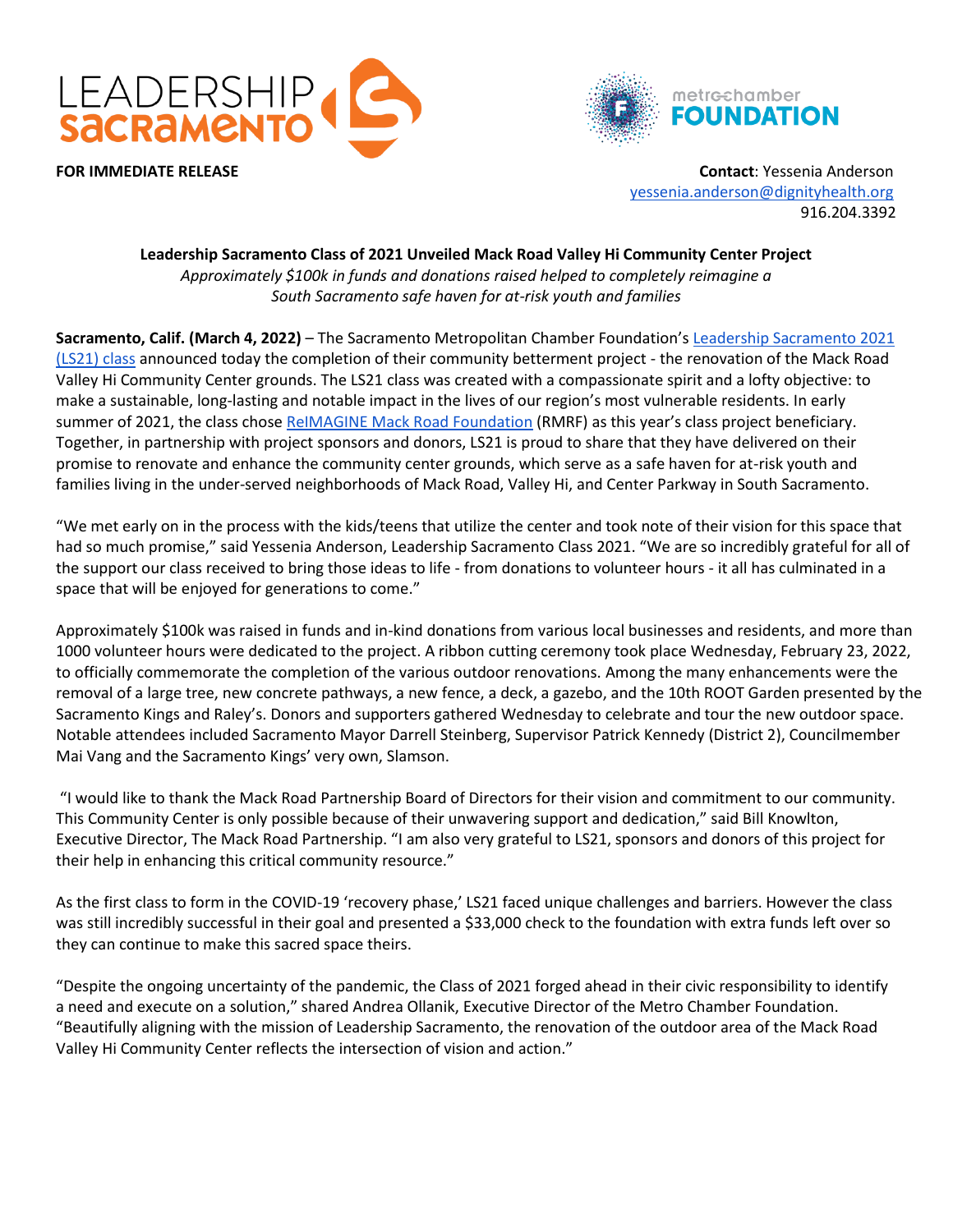LEADERSHIP SACRAMENTO

metrochamber FOUNDATION

**FOR IMMEDIATE RELEASE**

**Contact**: Yessenia Anderson
yessenia.anderson@dignityhealth.org
916.204.3392

**Leadership Sacramento Class of 2021 Unveiled Mack Road Valley Hi Community Center Project**

*Approximately $100k in funds and donations raised helped to completely reimagine a South Sacramento safe haven for at-risk youth and families*

**Sacramento, Calif. (March 4, 2022)** – The Sacramento Metropolitan Chamber Foundation's [Leadership Sacramento 2021 (LS21) class] announced today the completion of their community betterment project - the renovation of the Mack Road Valley Hi Community Center grounds. The LS21 class was created with a compassionate spirit and a lofty objective: to make a sustainable, long-lasting and notable impact in the lives of our region's most vulnerable residents. In early summer of 2021, the class chose [ReIMAGINE Mack Road Foundation] (RMRF) as this year's class project beneficiary. Together, in partnership with project sponsors and donors, LS21 is proud to share that they have delivered on their promise to renovate and enhance the community center grounds, which serve as a safe haven for at-risk youth and families living in the under-served neighborhoods of Mack Road, Valley Hi, and Center Parkway in South Sacramento.

"We met early on in the process with the kids/teens that utilize the center and took note of their vision for this space that had so much promise," said Yessenia Anderson, Leadership Sacramento Class 2021. "We are so incredibly grateful for all of the support our class received to bring those ideas to life - from donations to volunteer hours - it all has culminated in a space that will be enjoyed for generations to come."

Approximately $100k was raised in funds and in-kind donations from various local businesses and residents, and more than 1000 volunteer hours were dedicated to the project. A ribbon cutting ceremony took place Wednesday, February 23, 2022, to officially commemorate the completion of the various outdoor renovations. Among the many enhancements were the removal of a large tree, new concrete pathways, a new fence, a deck, a gazebo, and the 10th ROOT Garden presented by the Sacramento Kings and Raley's. Donors and supporters gathered Wednesday to celebrate and tour the new outdoor space. Notable attendees included Sacramento Mayor Darrell Steinberg, Supervisor Patrick Kennedy (District 2), Councilmember Mai Vang and the Sacramento Kings' very own, Slamson.

"I would like to thank the Mack Road Partnership Board of Directors for their vision and commitment to our community. This Community Center is only possible because of their unwavering support and dedication," said Bill Knowlton, Executive Director, The Mack Road Partnership. "I am also very grateful to LS21, sponsors and donors of this project for their help in enhancing this critical community resource."

As the first class to form in the COVID-19 'recovery phase,' LS21 faced unique challenges and barriers. However the class was still incredibly successful in their goal and presented a $33,000 check to the foundation with extra funds left over so they can continue to make this sacred space theirs.

"Despite the ongoing uncertainty of the pandemic, the Class of 2021 forged ahead in their civic responsibility to identify a need and execute on a solution," shared Andrea Ollanik, Executive Director of the Metro Chamber Foundation. "Beautifully aligning with the mission of Leadership Sacramento, the renovation of the outdoor area of the Mack Road Valley Hi Community Center reflects the intersection of vision and action."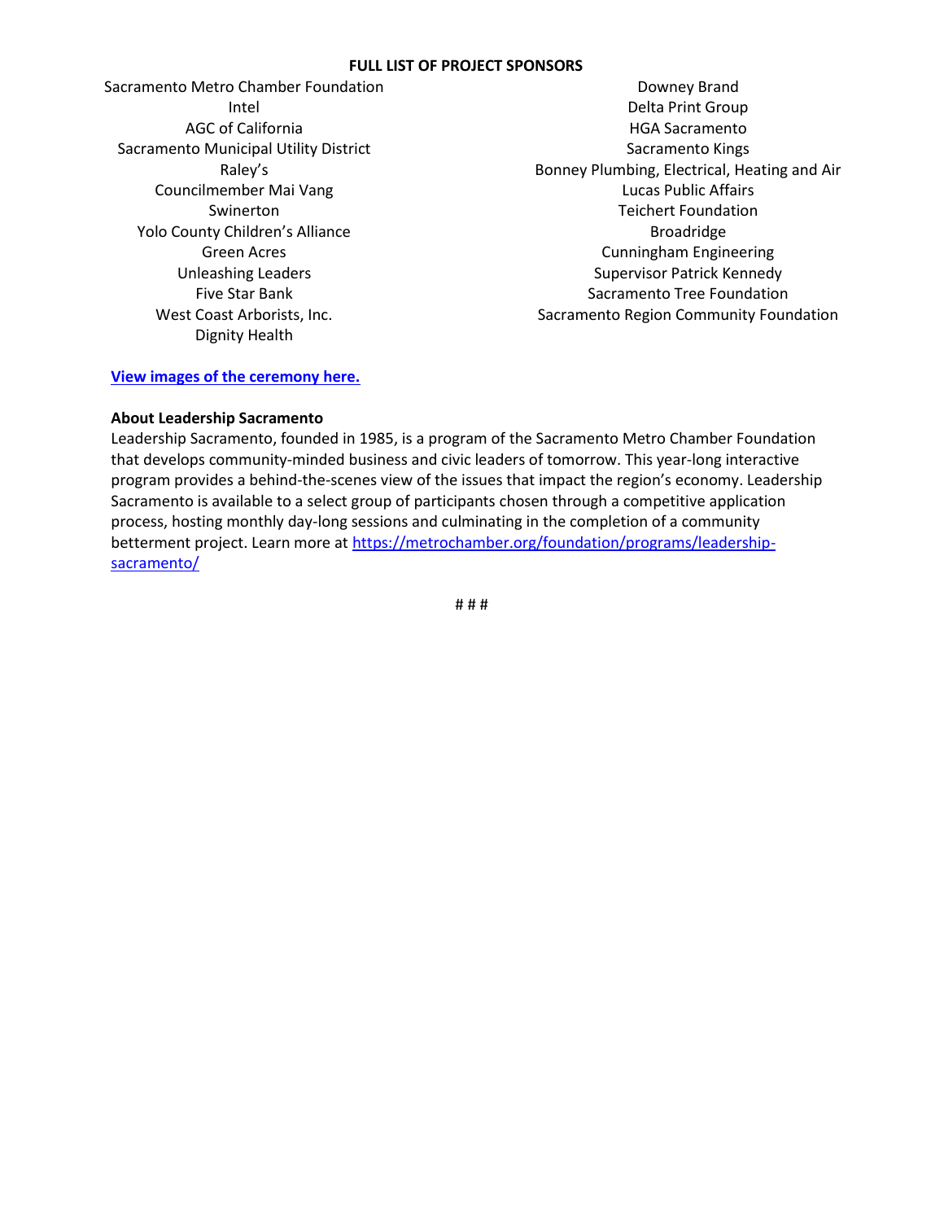**FULL LIST OF PROJECT SPONSORS**

Sacramento Metro Chamber Foundation
Intel
AGC of California
Sacramento Municipal Utility District
Raley's
Councilmember Mai Vang
Swinerton
Yolo County Children's Alliance
Green Acres
Unleashing Leaders
Five Star Bank
West Coast Arborists, Inc.
Dignity Health
Downey Brand
Delta Print Group
HGA Sacramento
Sacramento Kings
Bonney Plumbing, Electrical, Heating and Air
Lucas Public Affairs
Teichert Foundation
Broadridge
Cunningham Engineering
Supervisor Patrick Kennedy
Sacramento Tree Foundation
Sacramento Region Community Foundation

**View images of the ceremony here.**

**About Leadership Sacramento**

Leadership Sacramento, founded in 1985, is a program of the Sacramento Metro Chamber Foundation that develops community-minded business and civic leaders of tomorrow. This year-long interactive program provides a behind-the-scenes view of the issues that impact the region's economy. Leadership Sacramento is available to a select group of participants chosen through a competitive application process, hosting monthly day-long sessions and culminating in the completion of a community betterment project. Learn more at https://metrochamber.org/foundation/programs/leadership-sacramento/

# # #